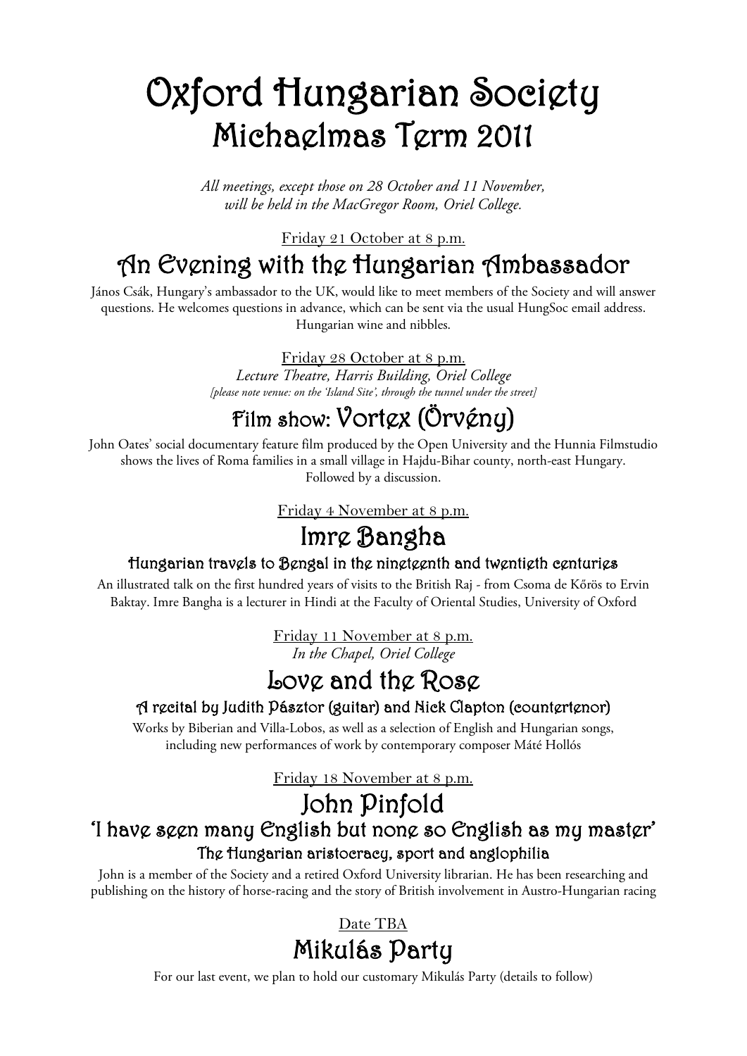# Oxford Hungarian Society
## Michaelmas Term 2011

*All meetings, except those on 28 October and 11 November, will be held in the MacGregor Room, Oriel College.*

Friday 21 October at 8 p.m.

## An Evening with the Hungarian Ambassador

János Csák, Hungary's ambassador to the UK, would like to meet members of the Society and will answer questions. He welcomes questions in advance, which can be sent via the usual HungSoc email address. Hungarian wine and nibbles.

Friday 28 October at 8 p.m.
*Lecture Theatre, Harris Building, Oriel College*
*[please note venue: on the 'Island Site', through the tunnel under the street]*

## Film show: Vortex (Örvény)

John Oates' social documentary feature film produced by the Open University and the Hunnia Filmstudio shows the lives of Roma families in a small village in Hajdu-Bihar county, north-east Hungary. Followed by a discussion.

Friday 4 November at 8 p.m.

## Imre Bangha

### Hungarian travels to Bengal in the nineteenth and twentieth centuries

An illustrated talk on the first hundred years of visits to the British Raj - from Csoma de Kőrös to Ervin Baktay. Imre Bangha is a lecturer in Hindi at the Faculty of Oriental Studies, University of Oxford

Friday 11 November at 8 p.m.
*In the Chapel, Oriel College*

## Love and the Rose

### A recital by Judith Pásztor (guitar) and Nick Clapton (countertenor)

Works by Biberian and Villa-Lobos, as well as a selection of English and Hungarian songs, including new performances of work by contemporary composer Máté Hollós

Friday 18 November at 8 p.m.

## John Pinfold

### 'I have seen many English but none so English as my master'

### The Hungarian aristocracy, sport and anglophilia

John is a member of the Society and a retired Oxford University librarian. He has been researching and publishing on the history of horse-racing and the story of British involvement in Austro-Hungarian racing

Date TBA

## Mikulás Party

For our last event, we plan to hold our customary Mikulás Party (details to follow)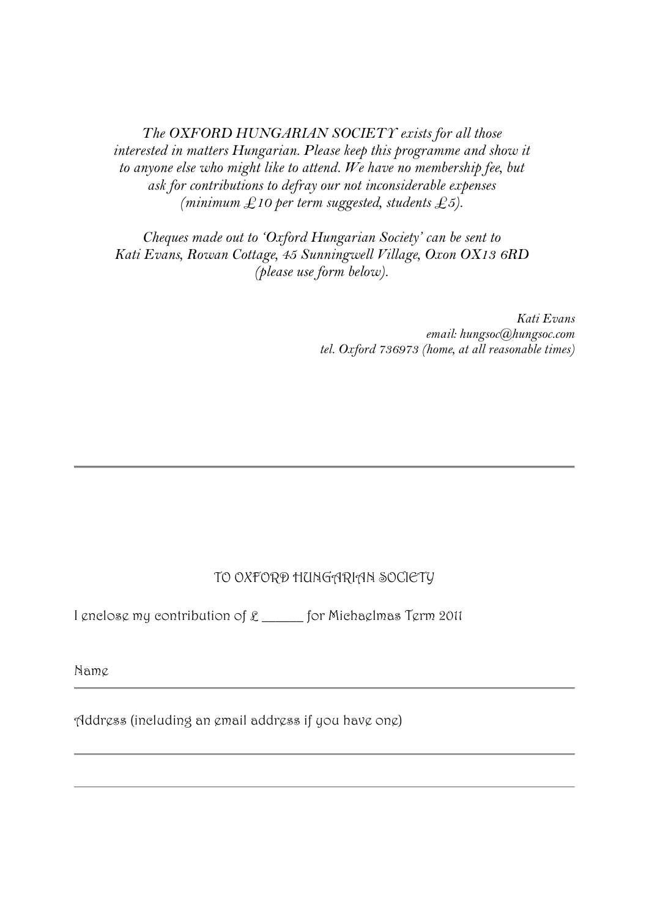*The OXFORD HUNGARIAN SOCIETY exists for all those interested in matters Hungarian. Please keep this programme and show it to anyone else who might like to attend. We have no membership fee, but ask for contributions to defray our not inconsiderable expenses (minimum £10 per term suggested, students £5).*

*Cheques made out to 'Oxford Hungarian Society' can be sent to Kati Evans, Rowan Cottage, 45 Sunningwell Village, Oxon OX13 6RD (please use form below).*

*Kati Evans*
*email: hungsoc@hungsoc.com*
*tel. Oxford 736973 (home, at all reasonable times)*

---

TO OXFORD HUNGARIAN SOCIETY

I enclose my contribution of £ ______ for Michaelmas Term 2011

Name

---

Address (including an email address if you have one)

---

---